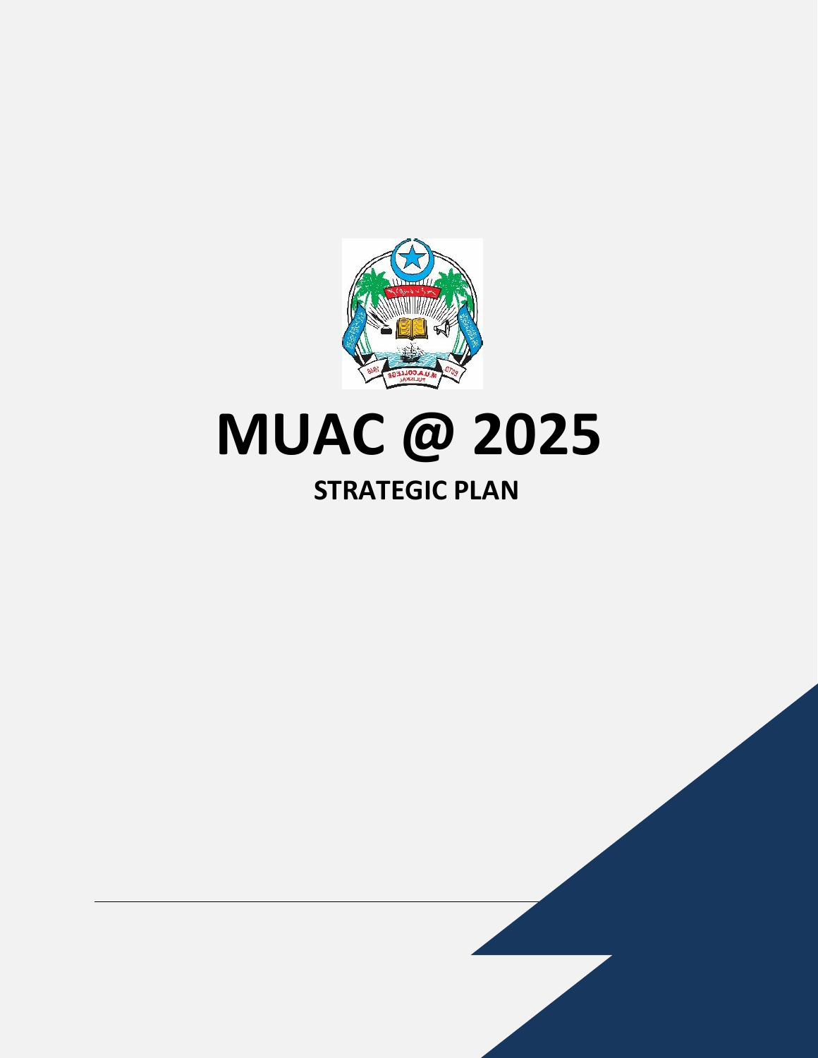# MUAC @ 2025

## STRATEGIC PLAN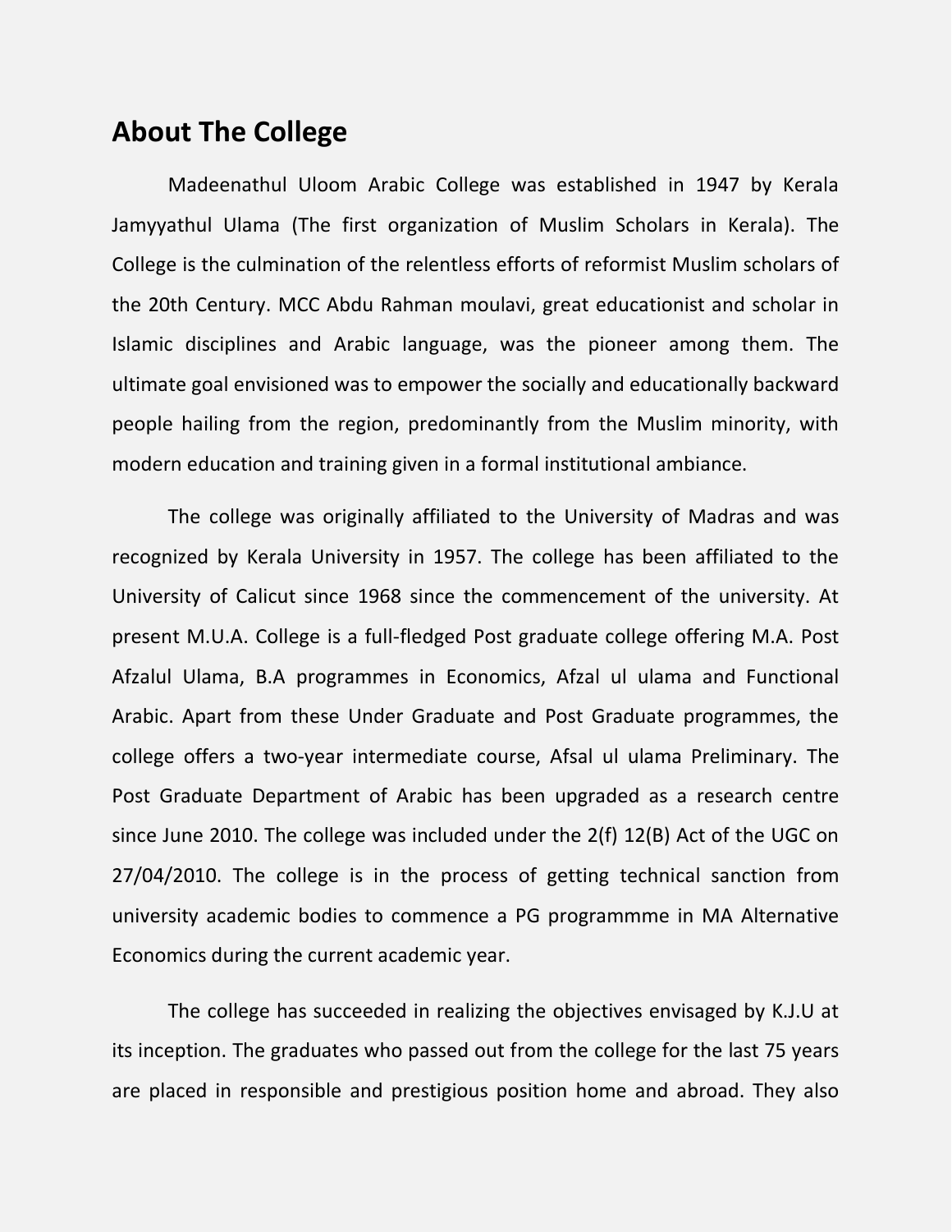## About The College

Madeenathul Uloom Arabic College was established in 1947 by Kerala Jamyyathul Ulama (The first organization of Muslim Scholars in Kerala). The College is the culmination of the relentless efforts of reformist Muslim scholars of the 20th Century. MCC Abdu Rahman moulavi, great educationist and scholar in Islamic disciplines and Arabic language, was the pioneer among them. The ultimate goal envisioned was to empower the socially and educationally backward people hailing from the region, predominantly from the Muslim minority, with modern education and training given in a formal institutional ambiance.

The college was originally affiliated to the University of Madras and was recognized by Kerala University in 1957. The college has been affiliated to the University of Calicut since 1968 since the commencement of the university. At present M.U.A. College is a full-fledged Post graduate college offering M.A. Post Afzalul Ulama, B.A programmes in Economics, Afzal ul ulama and Functional Arabic. Apart from these Under Graduate and Post Graduate programmes, the college offers a two-year intermediate course, Afsal ul ulama Preliminary. The Post Graduate Department of Arabic has been upgraded as a research centre since June 2010. The college was included under the 2(f) 12(B) Act of the UGC on 27/04/2010. The college is in the process of getting technical sanction from university academic bodies to commence a PG programmme in MA Alternative Economics during the current academic year.

The college has succeeded in realizing the objectives envisaged by K.J.U at its inception. The graduates who passed out from the college for the last 75 years are placed in responsible and prestigious position home and abroad. They also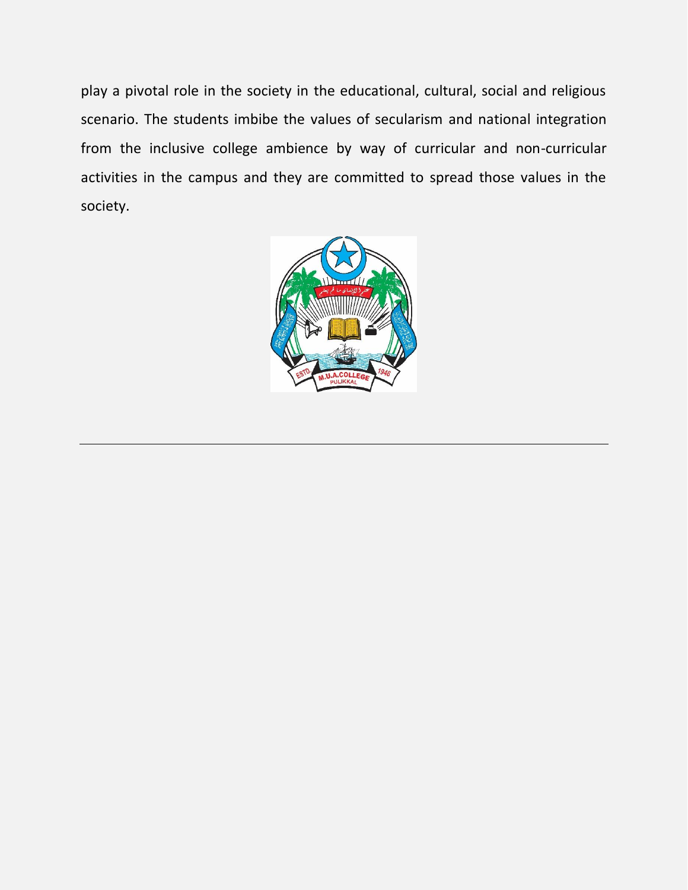play a pivotal role in the society in the educational, cultural, social and religious scenario. The students imbibe the values of secularism and national integration from the inclusive college ambience by way of curricular and non-curricular activities in the campus and they are committed to spread those values in the society.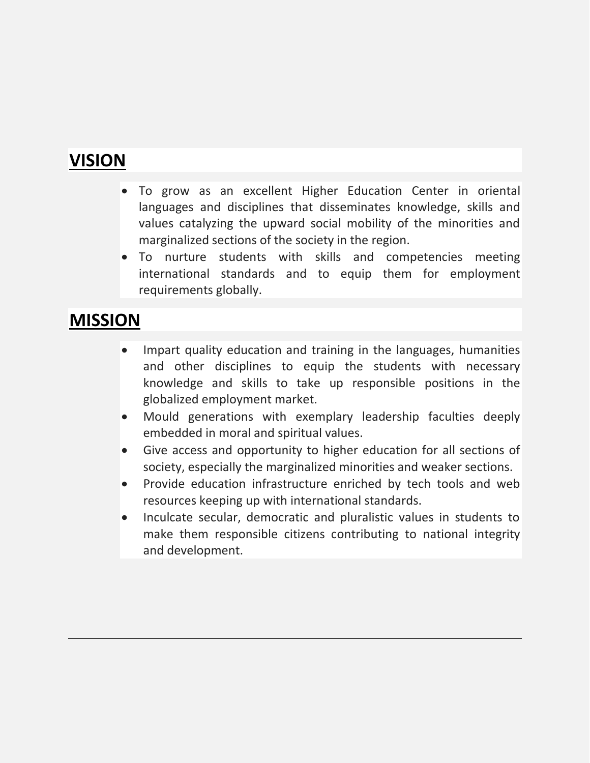## VISION

- To grow as an excellent Higher Education Center in oriental languages and disciplines that disseminates knowledge, skills and values catalyzing the upward social mobility of the minorities and marginalized sections of the society in the region.
- To nurture students with skills and competencies meeting international standards and to equip them for employment requirements globally.

## MISSION

- Impart quality education and training in the languages, humanities and other disciplines to equip the students with necessary knowledge and skills to take up responsible positions in the globalized employment market.
- Mould generations with exemplary leadership faculties deeply embedded in moral and spiritual values.
- Give access and opportunity to higher education for all sections of society, especially the marginalized minorities and weaker sections.
- Provide education infrastructure enriched by tech tools and web resources keeping up with international standards.
- Inculcate secular, democratic and pluralistic values in students to make them responsible citizens contributing to national integrity and development.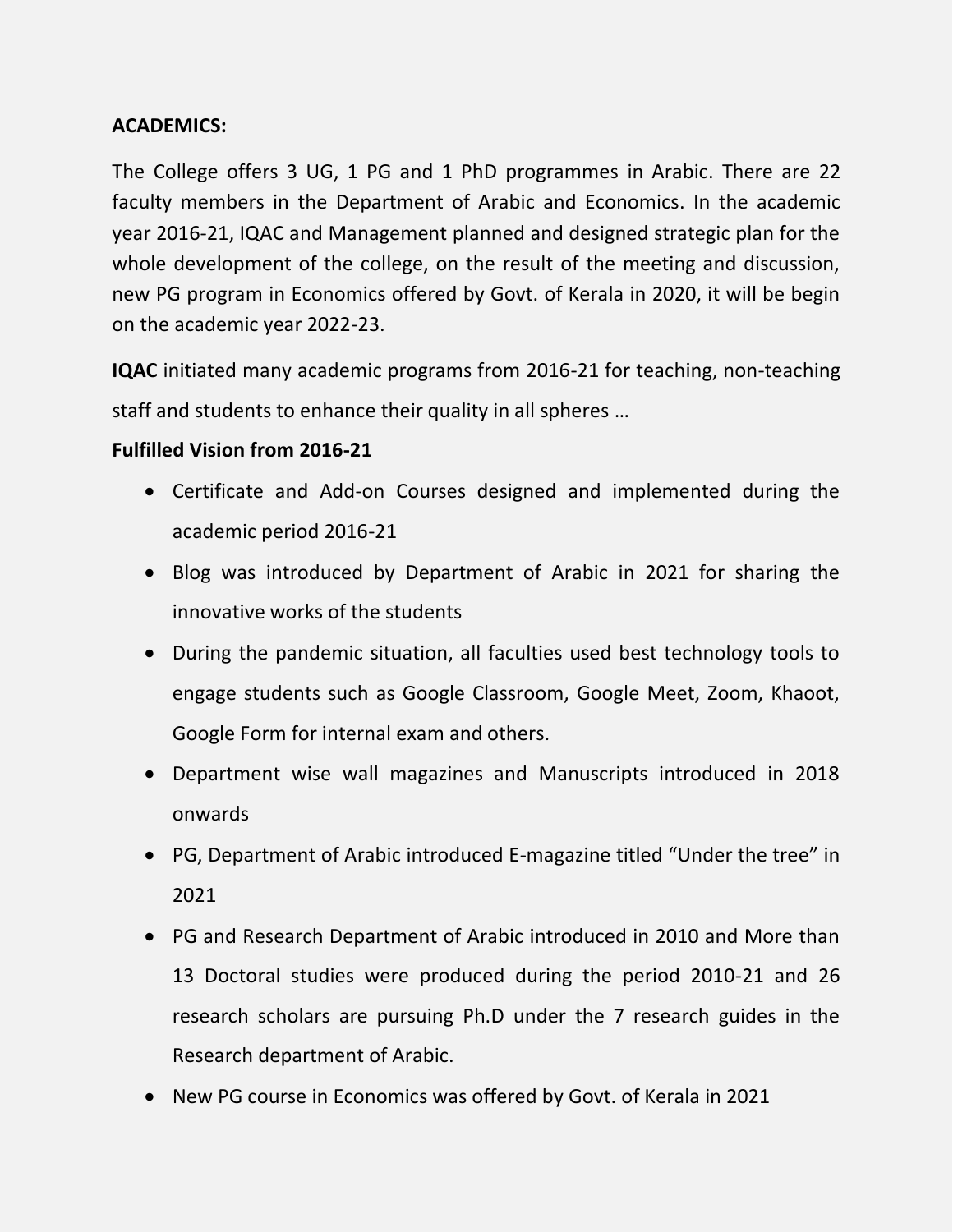**ACADEMICS:**

The College offers 3 UG, 1 PG and 1 PhD programmes in Arabic. There are 22 faculty members in the Department of Arabic and Economics. In the academic year 2016-21, IQAC and Management planned and designed strategic plan for the whole development of the college, on the result of the meeting and discussion, new PG program in Economics offered by Govt. of Kerala in 2020, it will be begin on the academic year 2022-23.

**IQAC** initiated many academic programs from 2016-21 for teaching, non-teaching staff and students to enhance their quality in all spheres …

**Fulfilled Vision from 2016-21**

- Certificate and Add-on Courses designed and implemented during the academic period 2016-21
- Blog was introduced by Department of Arabic in 2021 for sharing the innovative works of the students
- During the pandemic situation, all faculties used best technology tools to engage students such as Google Classroom, Google Meet, Zoom, Khaoot, Google Form for internal exam and others.
- Department wise wall magazines and Manuscripts introduced in 2018 onwards
- PG, Department of Arabic introduced E-magazine titled "Under the tree" in 2021
- PG and Research Department of Arabic introduced in 2010 and More than 13 Doctoral studies were produced during the period 2010-21 and 26 research scholars are pursuing Ph.D under the 7 research guides in the Research department of Arabic.
- New PG course in Economics was offered by Govt. of Kerala in 2021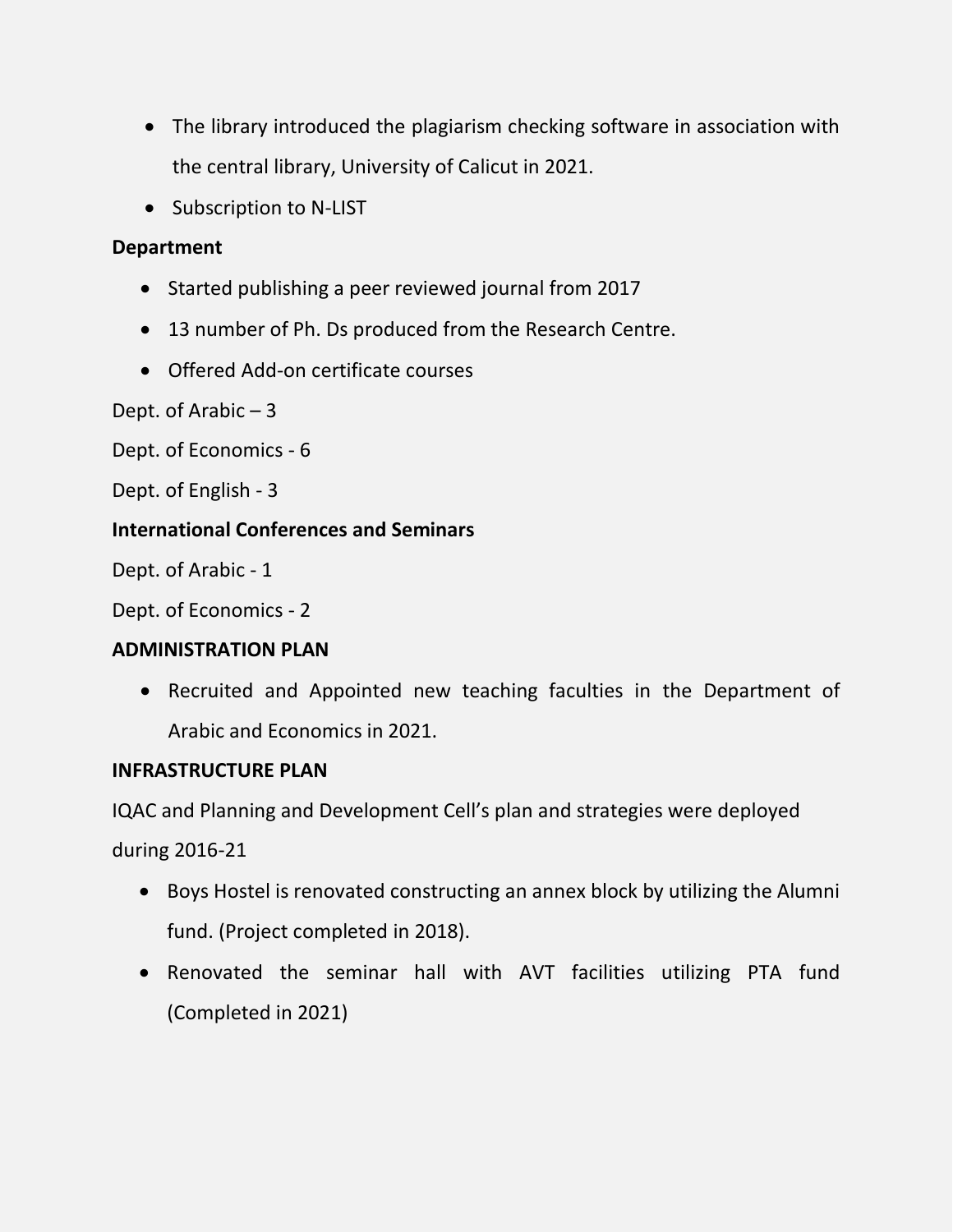- The library introduced the plagiarism checking software in association with the central library, University of Calicut in 2021.
- Subscription to N-LIST

**Department**

- Started publishing a peer reviewed journal from 2017
- 13 number of Ph. Ds produced from the Research Centre.
- Offered Add-on certificate courses

Dept. of Arabic – 3

Dept. of Economics - 6

Dept. of English - 3

**International Conferences and Seminars**

Dept. of Arabic - 1

Dept. of Economics - 2

**ADMINISTRATION PLAN**

- Recruited and Appointed new teaching faculties in the Department of Arabic and Economics in 2021.

**INFRASTRUCTURE PLAN**

IQAC and Planning and Development Cell's plan and strategies were deployed during 2016-21

- Boys Hostel is renovated constructing an annex block by utilizing the Alumni fund. (Project completed in 2018).
- Renovated the seminar hall with AVT facilities utilizing PTA fund (Completed in 2021)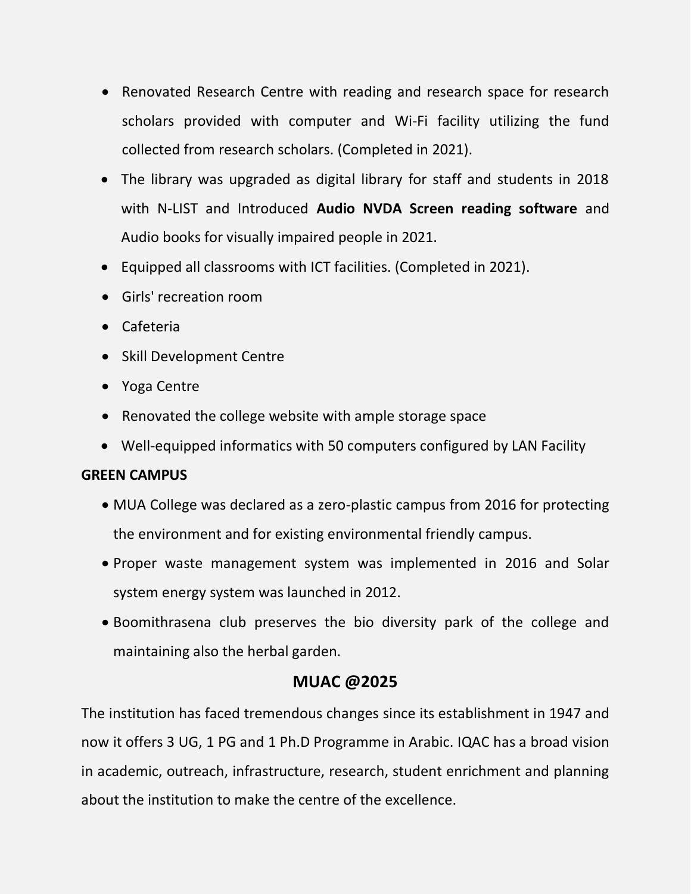- Renovated Research Centre with reading and research space for research scholars provided with computer and Wi-Fi facility utilizing the fund collected from research scholars. (Completed in 2021).
- The library was upgraded as digital library for staff and students in 2018 with N-LIST and Introduced **Audio NVDA Screen reading software** and Audio books for visually impaired people in 2021.
- Equipped all classrooms with ICT facilities. (Completed in 2021).
- Girls' recreation room
- Cafeteria
- Skill Development Centre
- Yoga Centre
- Renovated the college website with ample storage space
- Well-equipped informatics with 50 computers configured by LAN Facility

**GREEN CAMPUS**

- MUA College was declared as a zero-plastic campus from 2016 for protecting the environment and for existing environmental friendly campus.
- Proper waste management system was implemented in 2016 and Solar system energy system was launched in 2012.
- Boomithrasena club preserves the bio diversity park of the college and maintaining also the herbal garden.

## MUAC @2025

The institution has faced tremendous changes since its establishment in 1947 and now it offers 3 UG, 1 PG and 1 Ph.D Programme in Arabic. IQAC has a broad vision in academic, outreach, infrastructure, research, student enrichment and planning about the institution to make the centre of the excellence.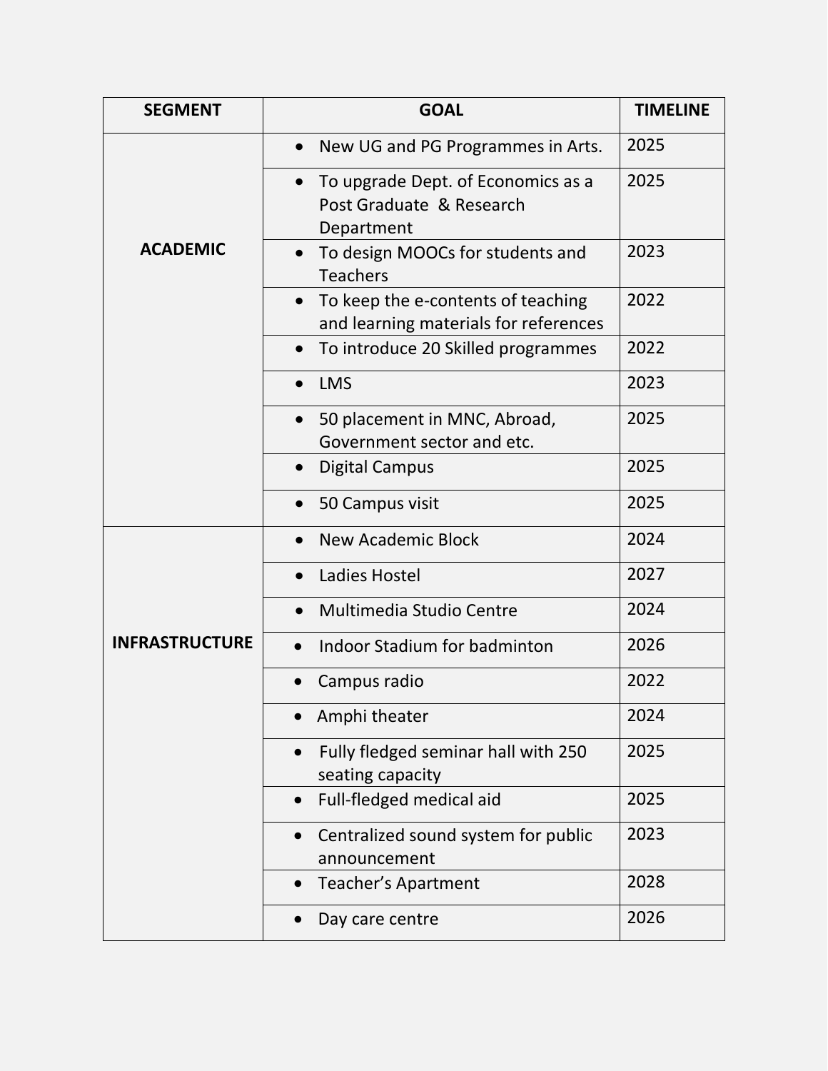| SEGMENT | GOAL | TIMELINE |
|---|---|---|
| ACADEMIC | • New UG and PG Programmes in Arts. | 2025 |
| | • To upgrade Dept. of Economics as a Post Graduate & Research Department | 2025 |
| | • To design MOOCs for students and Teachers | 2023 |
| | • To keep the e-contents of teaching and learning materials for references | 2022 |
| | • To introduce 20 Skilled programmes | 2022 |
| | • LMS | 2023 |
| | • 50 placement in MNC, Abroad, Government sector and etc. | 2025 |
| | • Digital Campus | 2025 |
| | • 50 Campus visit | 2025 |
| INFRASTRUCTURE | • New Academic Block | 2024 |
| | • Ladies Hostel | 2027 |
| | • Multimedia Studio Centre | 2024 |
| | • Indoor Stadium for badminton | 2026 |
| | • Campus radio | 2022 |
| | • Amphi theater | 2024 |
| | • Fully fledged seminar hall with 250 seating capacity | 2025 |
| | • Full-fledged medical aid | 2025 |
| | • Centralized sound system for public announcement | 2023 |
| | • Teacher's Apartment | 2028 |
| | • Day care centre | 2026 |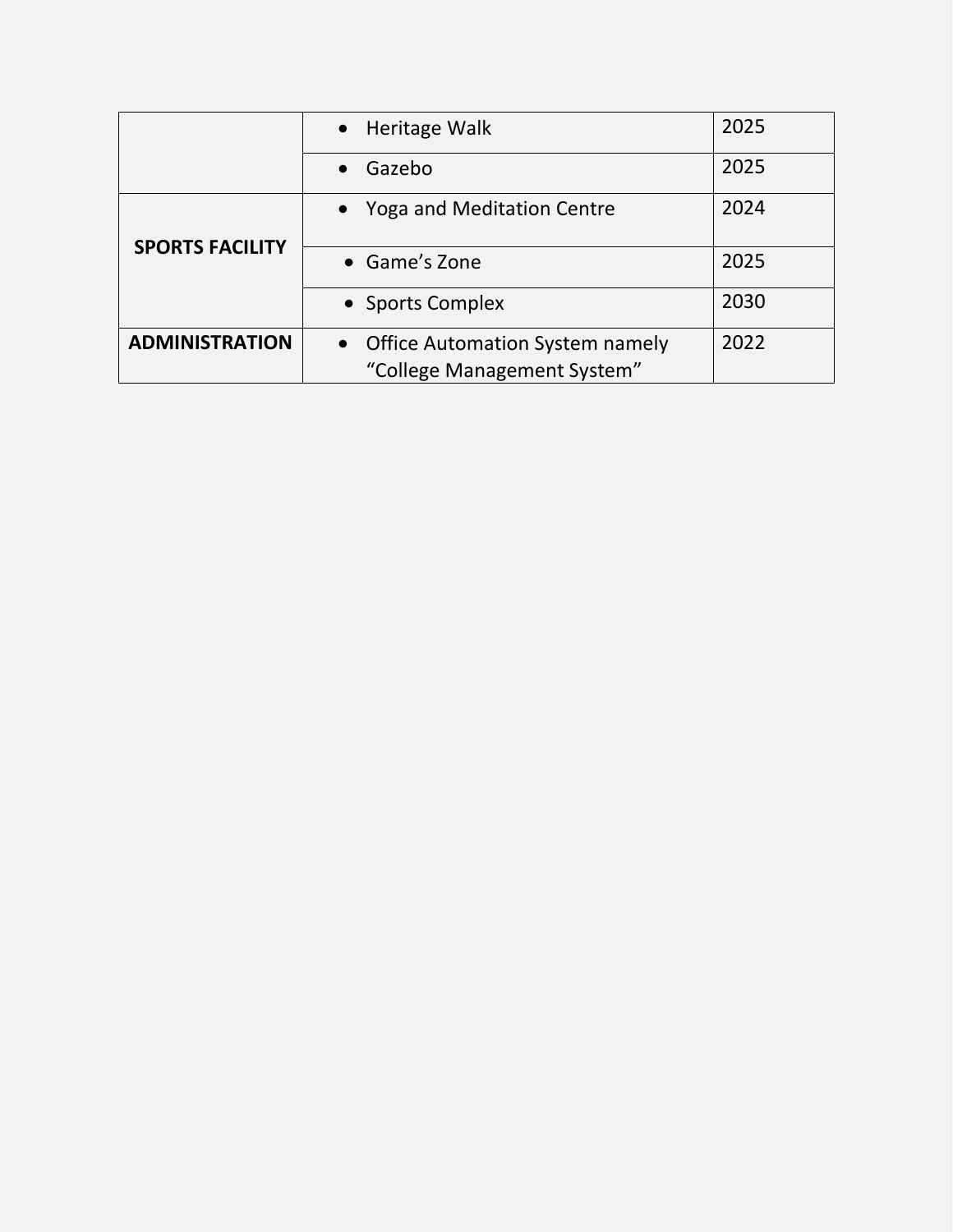| | | |
|---|---|---|
| | • Heritage Walk | 2025 |
| | • Gazebo | 2025 |
| **SPORTS FACILITY** | • Yoga and Meditation Centre | 2024 |
| | • Game's Zone | 2025 |
| | • Sports Complex | 2030 |
| **ADMINISTRATION** | • Office Automation System namely "College Management System" | 2022 |